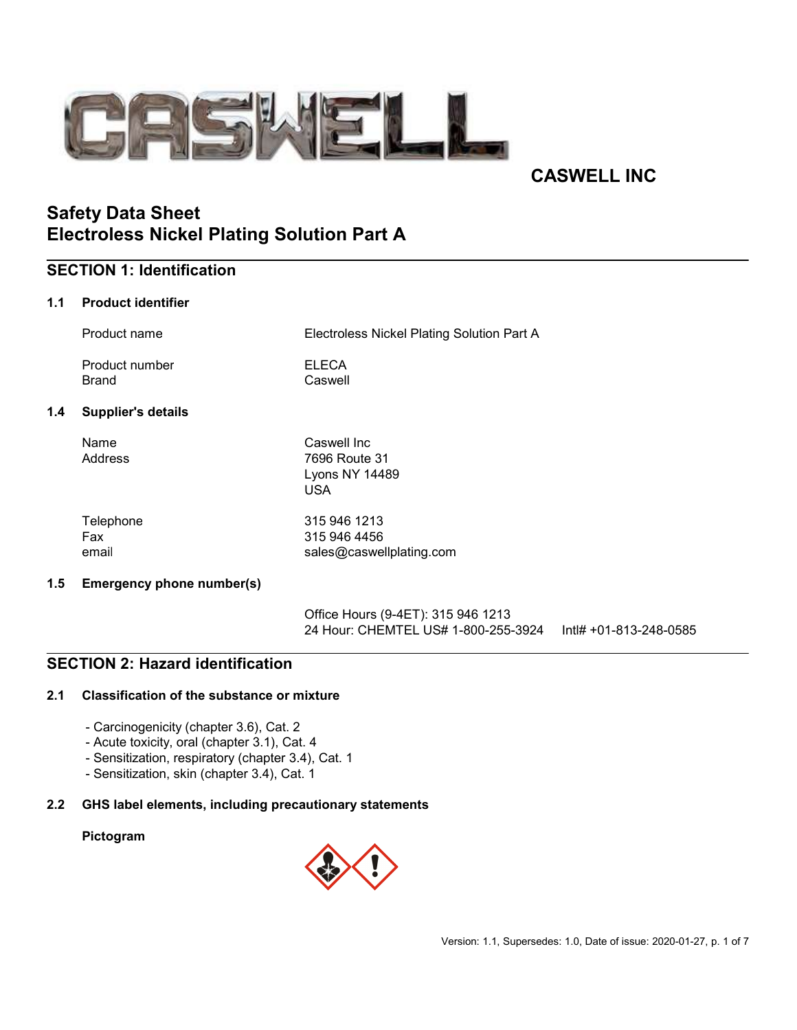CASWELL INC

# Safety Data Sheet
# Electroless Nickel Plating Solution Part A

## SECTION 1: Identification

### 1.1 Product identifier

| | |
|---|---|
| Product name | Electroless Nickel Plating Solution Part A |
| Product number | ELECA |
| Brand | Caswell |

### 1.4 Supplier's details

| | |
|---|---|
| Name | Caswell Inc |
| Address | 7696 Route 31<br>Lyons NY 14489<br>USA |
| Telephone | 315 946 1213 |
| Fax | 315 946 4456 |
| email | sales@caswellplating.com |

### 1.5 Emergency phone number(s)

Office Hours (9-4ET): 315 946 1213
24 Hour: CHEMTEL US# 1-800-255-3924 Intl# +01-813-248-0585

## SECTION 2: Hazard identification

### 2.1 Classification of the substance or mixture

- Carcinogenicity (chapter 3.6), Cat. 2
- Acute toxicity, oral (chapter 3.1), Cat. 4
- Sensitization, respiratory (chapter 3.4), Cat. 1
- Sensitization, skin (chapter 3.4), Cat. 1

### 2.2 GHS label elements, including precautionary statements

**Pictogram**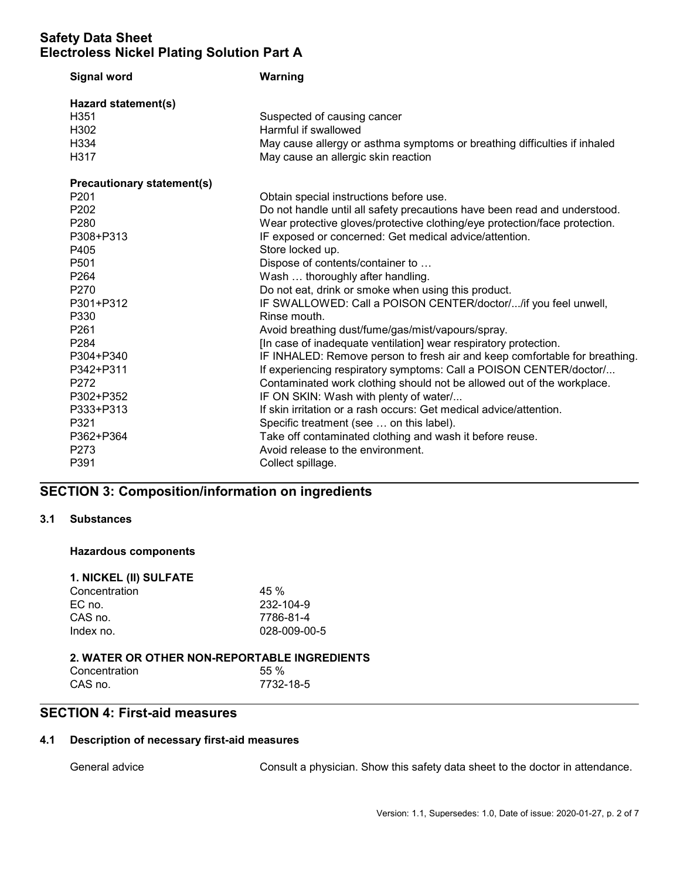| Signal word | Warning |
|---|---|
| **Hazard statement(s)** | |
| H351 | Suspected of causing cancer |
| H302 | Harmful if swallowed |
| H334 | May cause allergy or asthma symptoms or breathing difficulties if inhaled |
| H317 | May cause an allergic skin reaction |
| **Precautionary statement(s)** | |
| P201 | Obtain special instructions before use. |
| P202 | Do not handle until all safety precautions have been read and understood. |
| P280 | Wear protective gloves/protective clothing/eye protection/face protection. |
| P308+P313 | IF exposed or concerned: Get medical advice/attention. |
| P405 | Store locked up. |
| P501 | Dispose of contents/container to … |
| P264 | Wash … thoroughly after handling. |
| P270 | Do not eat, drink or smoke when using this product. |
| P301+P312 | IF SWALLOWED: Call a POISON CENTER/doctor/.../if you feel unwell, |
| P330 | Rinse mouth. |
| P261 | Avoid breathing dust/fume/gas/mist/vapours/spray. |
| P284 | [In case of inadequate ventilation] wear respiratory protection. |
| P304+P340 | IF INHALED: Remove person to fresh air and keep comfortable for breathing. |
| P342+P311 | If experiencing respiratory symptoms: Call a POISON CENTER/doctor/... |
| P272 | Contaminated work clothing should not be allowed out of the workplace. |
| P302+P352 | IF ON SKIN: Wash with plenty of water/... |
| P333+P313 | If skin irritation or a rash occurs: Get medical advice/attention. |
| P321 | Specific treatment (see … on this label). |
| P362+P364 | Take off contaminated clothing and wash it before reuse. |
| P273 | Avoid release to the environment. |
| P391 | Collect spillage. |

## SECTION 3: Composition/information on ingredients

### 3.1 Substances

**Hazardous components**

**1. NICKEL (II) SULFATE**

| | |
|---|---|
| Concentration | 45 % |
| EC no. | 232-104-9 |
| CAS no. | 7786-81-4 |
| Index no. | 028-009-00-5 |

**2. WATER OR OTHER NON-REPORTABLE INGREDIENTS**

| | |
|---|---|
| Concentration | 55 % |
| CAS no. | 7732-18-5 |

## SECTION 4: First-aid measures

### 4.1 Description of necessary first-aid measures

General advice: Consult a physician. Show this safety data sheet to the doctor in attendance.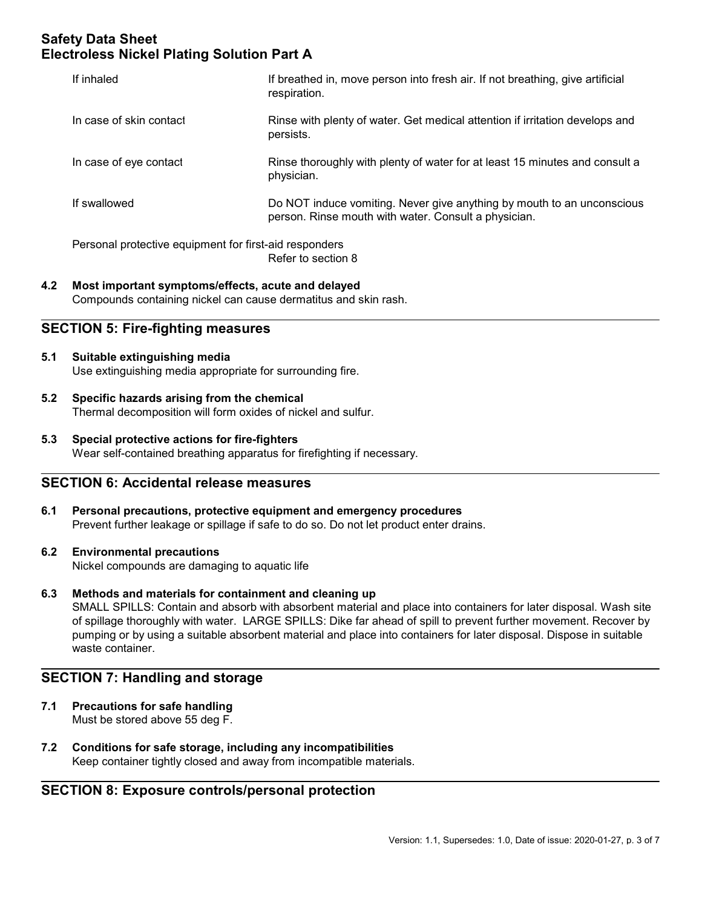| | |
|---|---|
| If inhaled | If breathed in, move person into fresh air. If not breathing, give artificial respiration. |
| In case of skin contact | Rinse with plenty of water. Get medical attention if irritation develops and persists. |
| In case of eye contact | Rinse thoroughly with plenty of water for at least 15 minutes and consult a physician. |
| If swallowed | Do NOT induce vomiting. Never give anything by mouth to an unconscious person. Rinse mouth with water. Consult a physician. |

Personal protective equipment for first-aid responders
Refer to section 8

**4.2 Most important symptoms/effects, acute and delayed**
Compounds containing nickel can cause dermatitus and skin rash.

## SECTION 5: Fire-fighting measures

**5.1 Suitable extinguishing media**
Use extinguishing media appropriate for surrounding fire.

**5.2 Specific hazards arising from the chemical**
Thermal decomposition will form oxides of nickel and sulfur.

**5.3 Special protective actions for fire-fighters**
Wear self-contained breathing apparatus for firefighting if necessary.

## SECTION 6: Accidental release measures

**6.1 Personal precautions, protective equipment and emergency procedures**
Prevent further leakage or spillage if safe to do so. Do not let product enter drains.

**6.2 Environmental precautions**
Nickel compounds are damaging to aquatic life

**6.3 Methods and materials for containment and cleaning up**
SMALL SPILLS: Contain and absorb with absorbent material and place into containers for later disposal. Wash site of spillage thoroughly with water. LARGE SPILLS: Dike far ahead of spill to prevent further movement. Recover by pumping or by using a suitable absorbent material and place into containers for later disposal. Dispose in suitable waste container.

## SECTION 7: Handling and storage

**7.1 Precautions for safe handling**
Must be stored above 55 deg F.

**7.2 Conditions for safe storage, including any incompatibilities**
Keep container tightly closed and away from incompatible materials.

## SECTION 8: Exposure controls/personal protection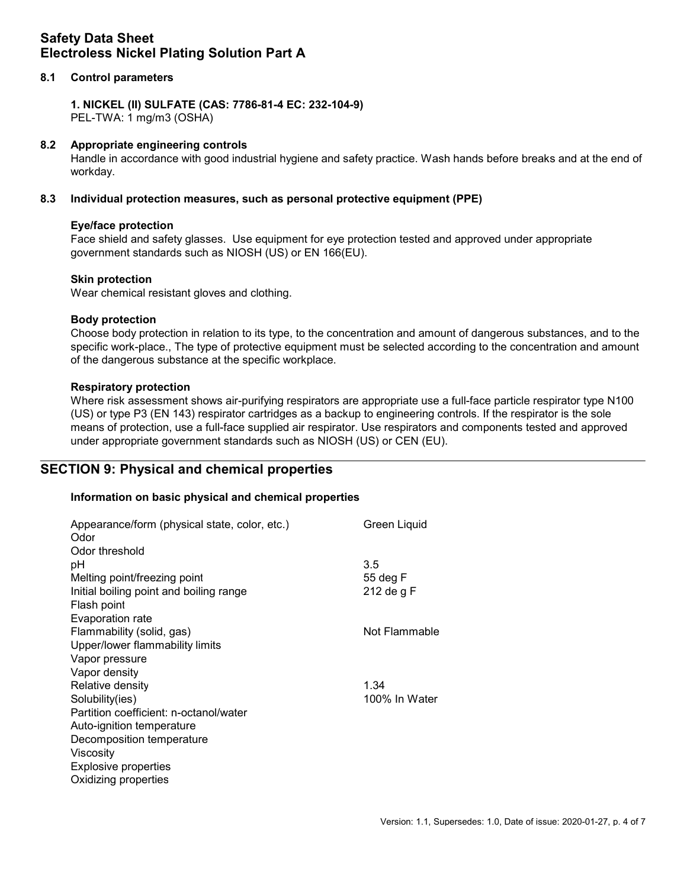## 8.1 Control parameters

**1. NICKEL (II) SULFATE (CAS: 7786-81-4 EC: 232-104-9)**
PEL-TWA: 1 mg/m3 (OSHA)

## 8.2 Appropriate engineering controls

Handle in accordance with good industrial hygiene and safety practice. Wash hands before breaks and at the end of workday.

## 8.3 Individual protection measures, such as personal protective equipment (PPE)

**Eye/face protection**
Face shield and safety glasses. Use equipment for eye protection tested and approved under appropriate government standards such as NIOSH (US) or EN 166(EU).

**Skin protection**
Wear chemical resistant gloves and clothing.

**Body protection**
Choose body protection in relation to its type, to the concentration and amount of dangerous substances, and to the specific work-place., The type of protective equipment must be selected according to the concentration and amount of the dangerous substance at the specific workplace.

**Respiratory protection**
Where risk assessment shows air-purifying respirators are appropriate use a full-face particle respirator type N100 (US) or type P3 (EN 143) respirator cartridges as a backup to engineering controls. If the respirator is the sole means of protection, use a full-face supplied air respirator. Use respirators and components tested and approved under appropriate government standards such as NIOSH (US) or CEN (EU).

# SECTION 9: Physical and chemical properties

**Information on basic physical and chemical properties**

| Property | Value |
|---|---|
| Appearance/form (physical state, color, etc.) | Green Liquid |
| Odor | |
| Odor threshold | |
| pH | 3.5 |
| Melting point/freezing point | 55 deg F |
| Initial boiling point and boiling range | 212 de g F |
| Flash point | |
| Evaporation rate | |
| Flammability (solid, gas) | Not Flammable |
| Upper/lower flammability limits | |
| Vapor pressure | |
| Vapor density | |
| Relative density | 1.34 |
| Solubility(ies) | 100% In Water |
| Partition coefficient: n-octanol/water | |
| Auto-ignition temperature | |
| Decomposition temperature | |
| Viscosity | |
| Explosive properties | |
| Oxidizing properties | |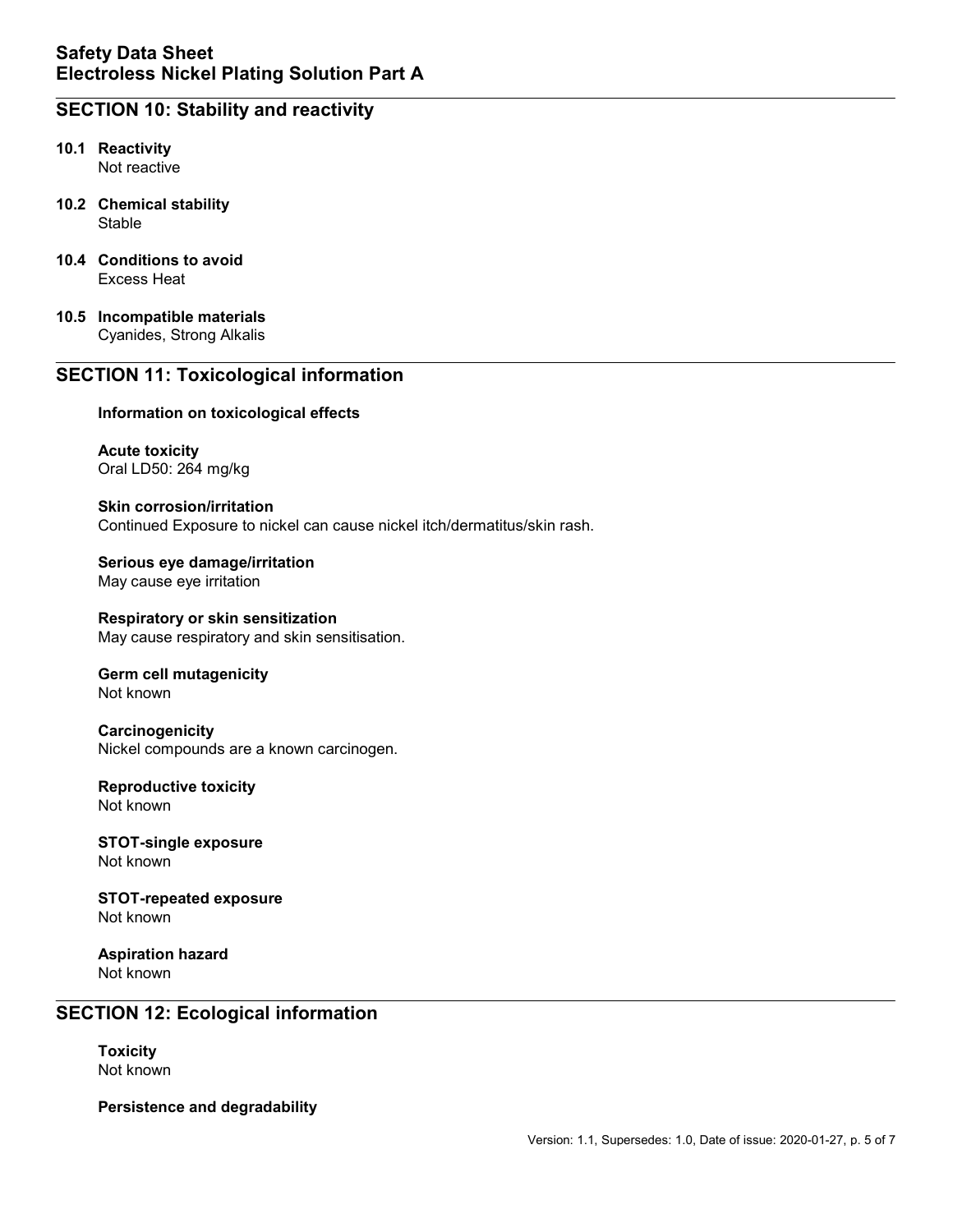## SECTION 10: Stability and reactivity

**10.1 Reactivity**

Not reactive

**10.2 Chemical stability**

Stable

**10.4 Conditions to avoid**

Excess Heat

**10.5 Incompatible materials**

Cyanides, Strong Alkalis

## SECTION 11: Toxicological information

**Information on toxicological effects**

**Acute toxicity**

Oral LD50: 264 mg/kg

**Skin corrosion/irritation**

Continued Exposure to nickel can cause nickel itch/dermatitus/skin rash.

**Serious eye damage/irritation**

May cause eye irritation

**Respiratory or skin sensitization**

May cause respiratory and skin sensitisation.

**Germ cell mutagenicity**

Not known

**Carcinogenicity**

Nickel compounds are a known carcinogen.

**Reproductive toxicity**

Not known

**STOT-single exposure**

Not known

**STOT-repeated exposure**

Not known

**Aspiration hazard**

Not known

## SECTION 12: Ecological information

**Toxicity**

Not known

**Persistence and degradability**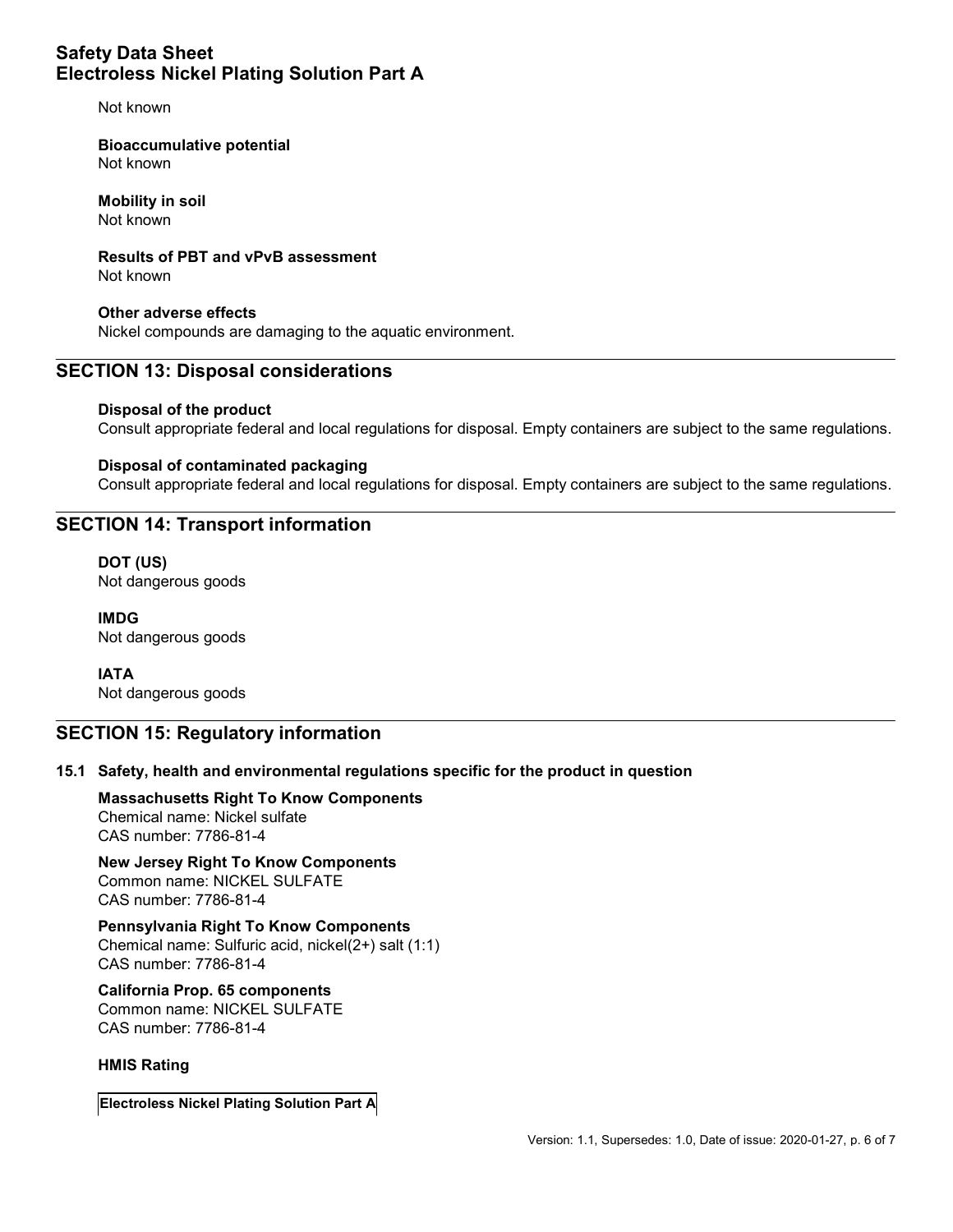Not known

**Bioaccumulative potential**
Not known

**Mobility in soil**
Not known

**Results of PBT and vPvB assessment**
Not known

**Other adverse effects**
Nickel compounds are damaging to the aquatic environment.

## SECTION 13: Disposal considerations

**Disposal of the product**
Consult appropriate federal and local regulations for disposal. Empty containers are subject to the same regulations.

**Disposal of contaminated packaging**
Consult appropriate federal and local regulations for disposal. Empty containers are subject to the same regulations.

## SECTION 14: Transport information

**DOT (US)**
Not dangerous goods

**IMDG**
Not dangerous goods

**IATA**
Not dangerous goods

## SECTION 15: Regulatory information

### 15.1 Safety, health and environmental regulations specific for the product in question

**Massachusetts Right To Know Components**
Chemical name: Nickel sulfate
CAS number: 7786-81-4

**New Jersey Right To Know Components**
Common name: NICKEL SULFATE
CAS number: 7786-81-4

**Pennsylvania Right To Know Components**
Chemical name: Sulfuric acid, nickel(2+) salt (1:1)
CAS number: 7786-81-4

**California Prop. 65 components**
Common name: NICKEL SULFATE
CAS number: 7786-81-4

**HMIS Rating**

| Electroless Nickel Plating Solution Part A |
| --- |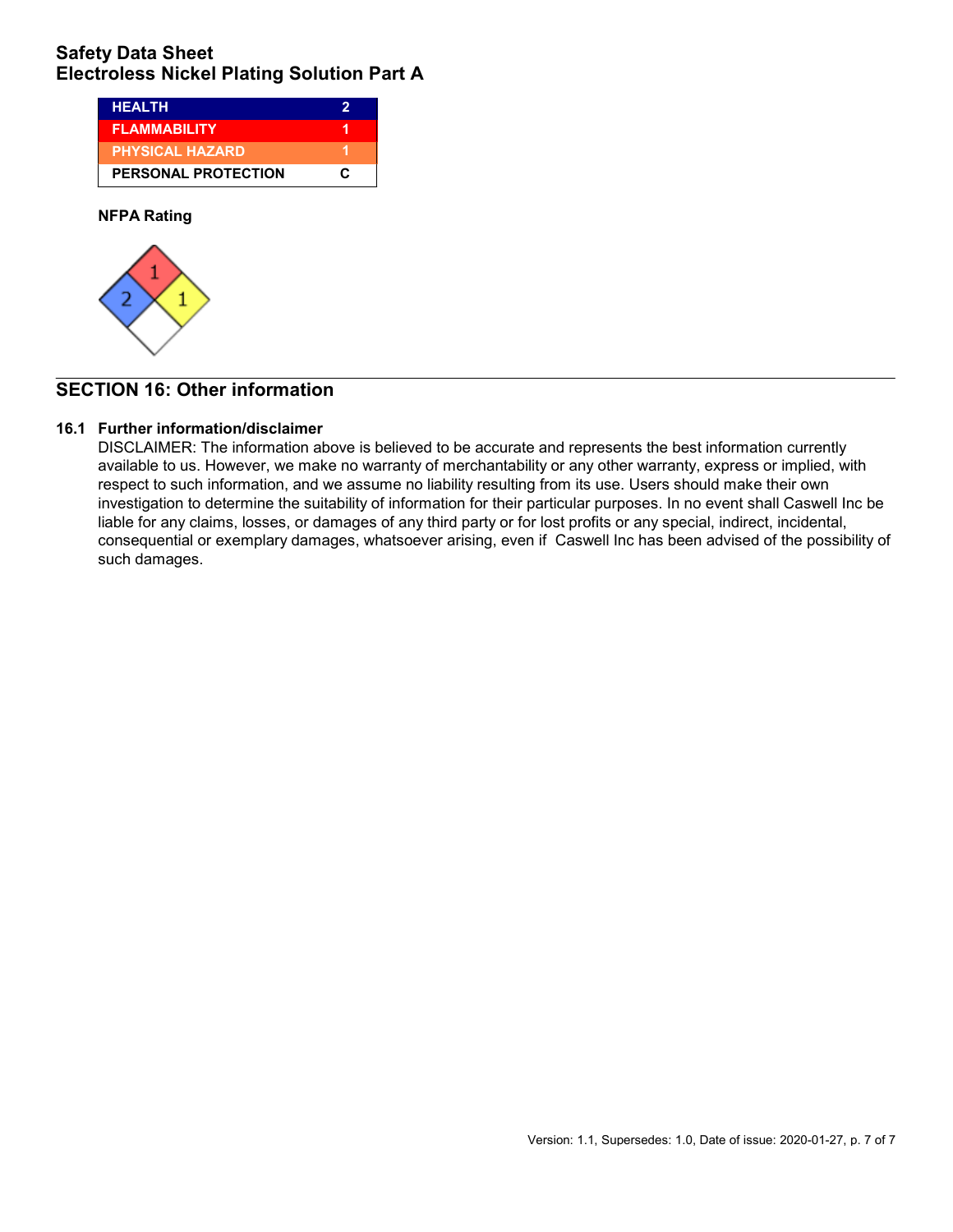# Safety Data Sheet
# Electroless Nickel Plating Solution Part A

| | |
|---|---|
| HEALTH | 2 |
| FLAMMABILITY | 1 |
| PHYSICAL HAZARD | 1 |
| PERSONAL PROTECTION | C |

**NFPA Rating**

1

2 1

## SECTION 16: Other information

### 16.1 Further information/disclaimer

DISCLAIMER: The information above is believed to be accurate and represents the best information currently available to us. However, we make no warranty of merchantability or any other warranty, express or implied, with respect to such information, and we assume no liability resulting from its use. Users should make their own investigation to determine the suitability of information for their particular purposes. In no event shall Caswell Inc be liable for any claims, losses, or damages of any third party or for lost profits or any special, indirect, incidental, consequential or exemplary damages, whatsoever arising, even if Caswell Inc has been advised of the possibility of such damages.